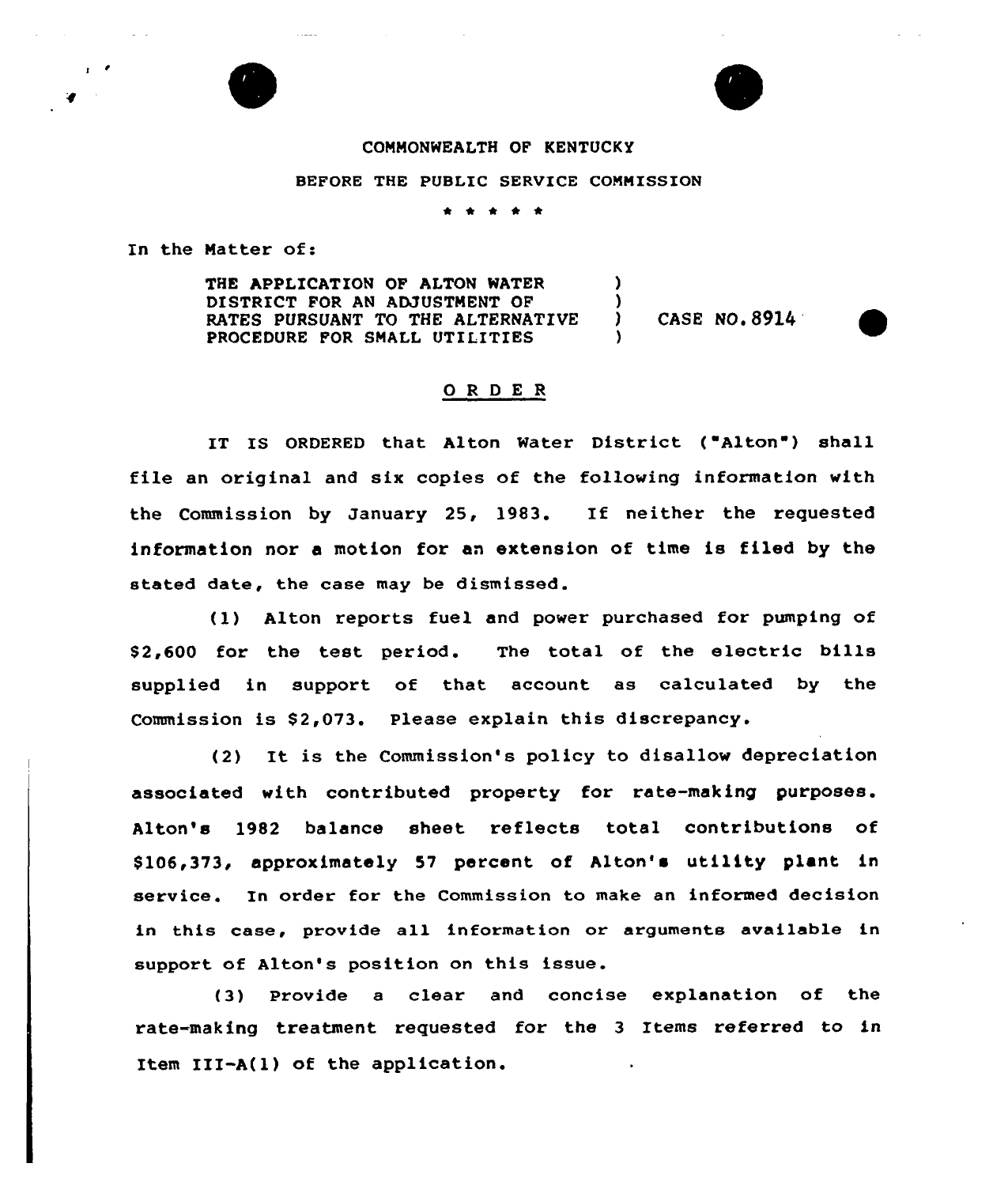COMMONWEALTH OF KENTUCKY

BEFORE THE PUBLIC SERVICE COMMISSION

\* \* \* \* \*

In the Matter of:

THE APPLICATION OF ALTON WATER DISTRICT FOR AN ADJUSTMENT OF RATES PURSUANT TO THE ALTERNATIVE PROCEDURE FOR SMALL UTILITIES ) CASE NO. 8914

## O R D E R

IT IS ORDERED that Alton Water District ("Alton") shall file an original and six copies of the following information with the Commission by January 25, 1983. If neither the requested information nor a motion for an extension of time is filed by the stated date, the case may be dismissed.

(1) Alton reports fuel and power purchased for pumping of $2,600 for the test period. The total of the electric bills supplied in support of that account as calculated by the Commission is $2,073. Please explain this discrepancy.

(2) It is the Commission's policy to disallow depreciation associated with contributed property for rate-making purposes. Alton's 1982 balance sheet reflects total contributions of $106,373, approximately 57 percent of Alton's utility plant in service. In order for the Commission to make an informed decision in this case, provide all information or arguments available in support of Alton's position on this issue.

(3) Provide a clear and concise explanation of the rate-making treatment requested for the 3 Items referred to in Item III-A(1) of the application.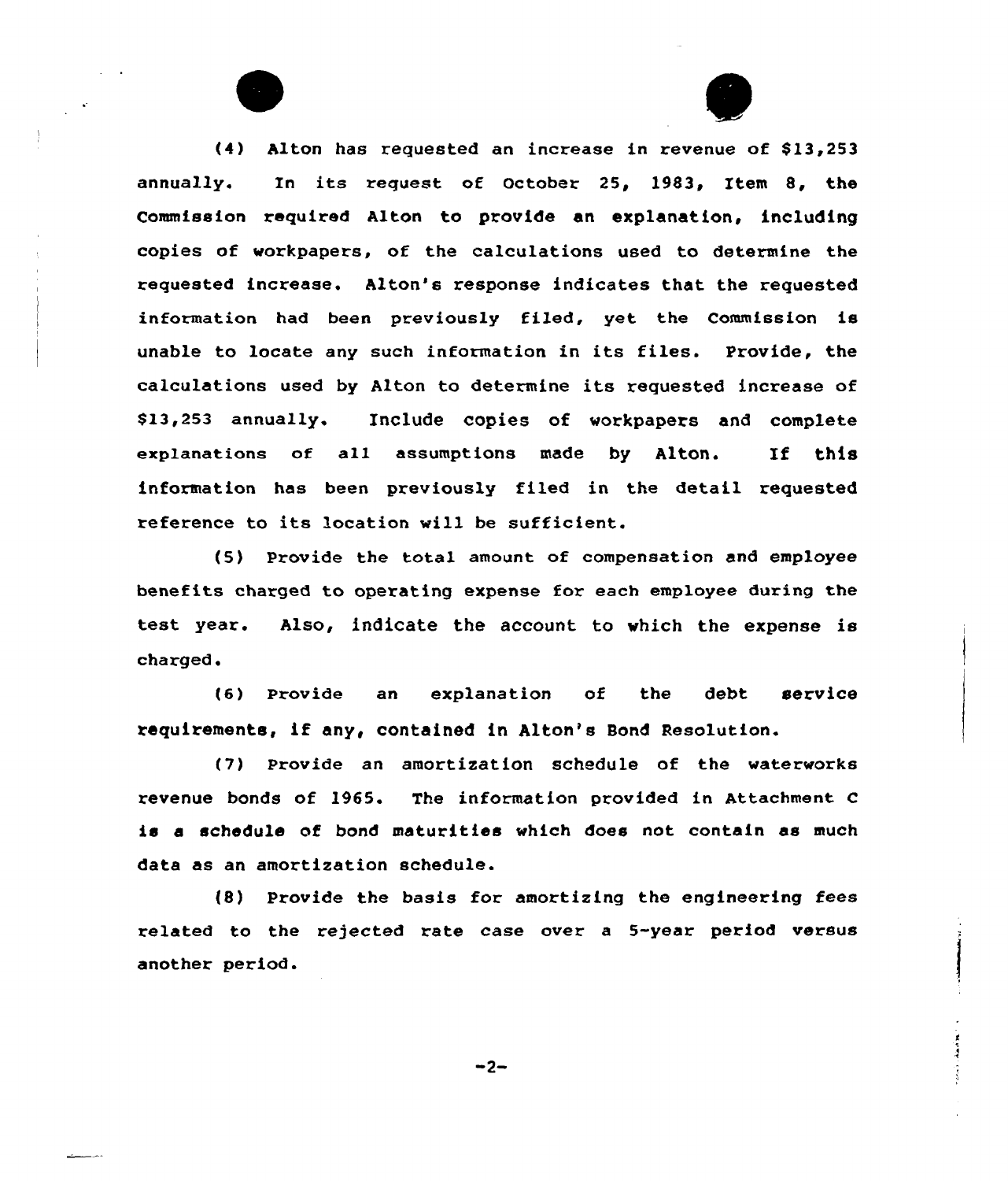(4) Alton has requested an increase in revenue of $13,253 annually. In its request of October 25, 1983, Item 8, the Commission required Alton to provide an explanation, including copies of workpapers, of the calculations used to determine the requested increase. Alton's response indicates that the requested information had been previously filed, yet the Commission is unable to locate any such information in its files. Provide, the calculations used by Alton to determine its requested increase of $13,253 annually. Include copies of workpapers and complete explanations of all assumptions made by Alton. If this information has been previously filed in the detail requested reference to its location will be sufficient.

(5) Provide the total amount of compensation and employee benefits charged to operating expense for each employee during the test year. Also, indicate the account to which the expense is charged.

(6) Provide an explanation of the debt service requirements, if any, contained in Alton's Bond Resolution.

(7) Provide an amortization schedule of the waterworks revenue bonds of 1965. The information provided in Attachment C is a schedule of bond maturities which does not contain as much data as an amortization schedule.

(8) Provide the basis for amortizing the engineering fees related to the rejected rate case over a 5-year period versus another period.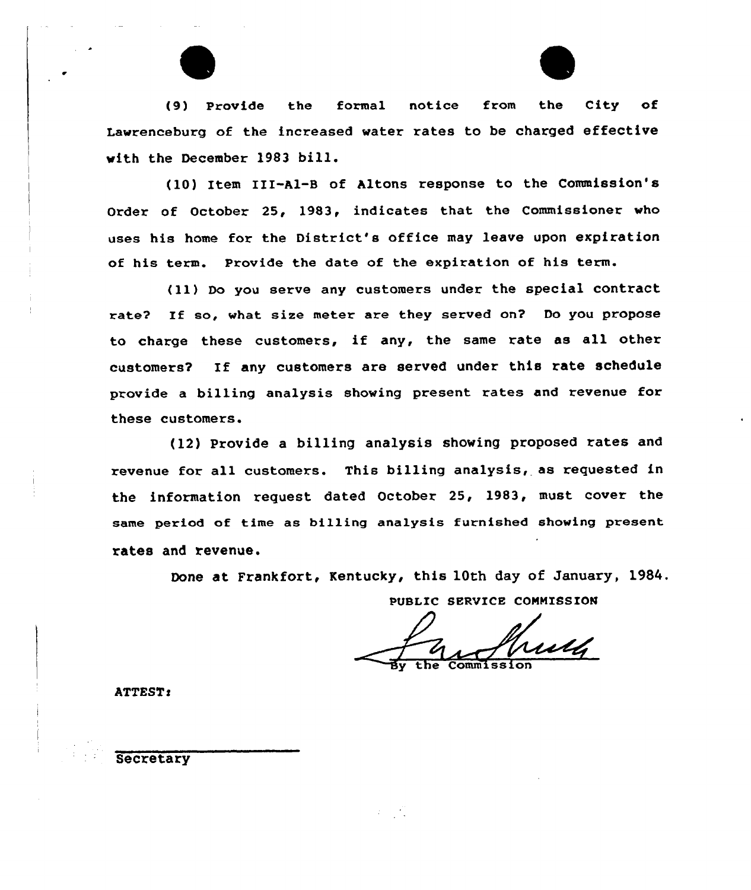(9) Provide the formal notice from the City of Lawrenceburg of the increased water rates to be charged effective with the December 1983 bill.

(10) Item III-A1-B of Altons response to the Commission's Order of October 25, 1983, indicates that the Commissioner who uses his home for the District's office may leave upon expiration of his term. Provide the date of the expiration of his term.

(11) Do you serve any customers under the special contract rate? If so, what size meter are they served on? Do you propose to charge these customers, if any, the same rate as all other customers? If any customers are served under this rate schedule provide a billing analysis showing present rates and revenue for these customers.

(12) Provide a billing analysis showing proposed rates and revenue for all customers. This billing analysis, as requested in the information request dated October 25, 1983, must cover the same period of time as billing analysis furnished showing present rates and revenue.

Done at Frankfort, Kentucky, this 10th day of January, 1984.

PUBLIC SERVICE COMMISSION

By the Commission

ATTEST:

Secretary